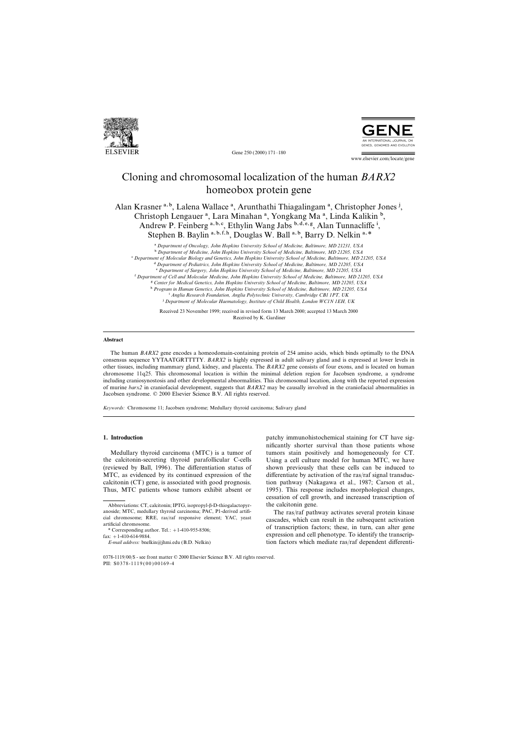# Cloning and chromosomal localization of the human *BARX2* homeobox protein gene

Alan Krasner [a,b], Lalena Wallace [a], Arunthathi Thiagalingam [a], Christopher Jones [j], Christoph Lengauer [a], Lara Minahan [a], Yongkang Ma [a], Linda Kalikin [b], Andrew P. Feinberg [a,b,c], Ethylin Wang Jabs [b,d,e,g], Alan Tunnacliffe [i], Stephen B. Baylin [a,b,f,h], Douglas W. Ball [a,b], Barry D. Nelkin [a,*]

[a] Department of Oncology, John Hopkins University School of Medicine, Baltimore, MD 21231, USA
[b] Department of Medicine, John Hopkins University School of Medicine, Baltimore, MD 21205, USA
[c] Department of Molecular Biology and Genetics, John Hopkins University School of Medicine, Baltimore, MD 21205, USA
[d] Department of Pediatrics, John Hopkins University School of Medicine, Baltimore, MD 21205, USA
[e] Department of Surgery, John Hopkins University School of Medicine, Baltimore, MD 21205, USA
[f] Department of Cell and Molecular Medicine, John Hopkins University School of Medicine, Baltimore, MD 21205, USA
[g] Center for Medical Genetics, John Hopkins University School of Medicine, Baltimore, MD 21205, USA
[h] Program in Human Genetics, John Hopkins University School of Medicine, Baltimore, MD 21205, USA
[i] Anglia Research Foundation, Anglia Polytechnic University, Cambridge CB1 1PT, UK
[j] Department of Molecular Haematology, Institute of Child Health, London WC1N 1EH, UK

Received 23 November 1999; received in revised form 13 March 2000; accepted 13 March 2000
Received by K. Gardiner

## Abstract

The human *BARX2* gene encodes a homeodomain-containing protein of 254 amino acids, which binds optimally to the DNA consensus sequence YYTAATGRTTTTY. *BARX2* is highly expressed in adult salivary gland and is expressed at lower levels in other tissues, including mammary gland, kidney, and placenta. The *BARX2* gene consists of four exons, and is located on human chromosome 11q25. This chromosomal location is within the minimal deletion region for Jacobsen syndrome, a syndrome including craniosynostosis and other developmental abnormalities. This chromosomal location, along with the reported expression of murine *barx2* in craniofacial development, suggests that *BARX2* may be causally involved in the craniofacial abnormalities in Jacobsen syndrome. © 2000 Elsevier Science B.V. All rights reserved.

*Keywords:* Chromosome 11; Jacobsen syndrome; Medullary thyroid carcinoma; Salivary gland

## 1. Introduction

Medullary thyroid carcinoma (MTC) is a tumor of the calcitonin-secreting thyroid parafollicular C-cells (reviewed by Ball, 1996). The differentiation status of MTC, as evidenced by its continued expression of the calcitonin (CT) gene, is associated with good prognosis. Thus, MTC patients whose tumors exhibit absent or patchy immunohistochemical staining for CT have significantly shorter survival than those patients whose tumors stain positively and homogeneously for CT. Using a cell culture model for human MTC, we have shown previously that these cells can be induced to differentiate by activation of the ras/raf signal transduction pathway (Nakagawa et al., 1987; Carson et al., 1995). This response includes morphological changes, cessation of cell growth, and increased transcription of the calcitonin gene.

The ras/raf pathway activates several protein kinase cascades, which can result in the subsequent activation of transcription factors; these, in turn, can alter gene expression and cell phenotype. To identify the transcription factors which mediate ras/raf dependent differenti-

Abbreviations: CT, calcitonin; IPTG, isopropyl-β-D-thiogalactopyranoside; MTC, medullary thyroid carcinoma; PAC, P1-derived artificial chromosome; RRE, ras/raf responsive element; YAC, yeast artificial chromosome.

\* Corresponding author. Tel.: +1-410-955-8506; fax: +1-410-614-9884.
*E-mail address:* bnelkin@jhmi.edu (B.D. Nelkin)

0378-1119/00/$ - see front matter © 2000 Elsevier Science B.V. All rights reserved.
PII: S0378-1119(00)00169-4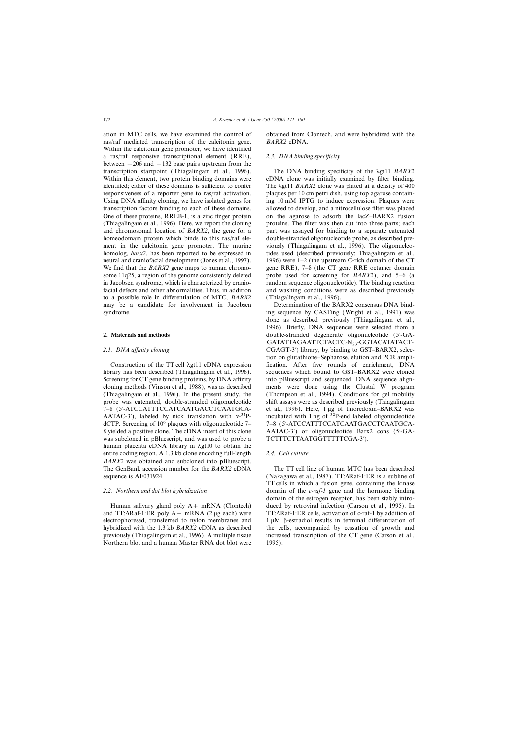ation in MTC cells, we have examined the control of ras/raf mediated transcription of the calcitonin gene. Within the calcitonin gene promoter, we have identified a ras/raf responsive transcriptional element (RRE), between −206 and −132 base pairs upstream from the transcription startpoint (Thiagalingam et al., 1996). Within this element, two protein binding domains were identified; either of these domains is sufficient to confer responsiveness of a reporter gene to ras/raf activation. Using DNA affinity cloning, we have isolated genes for transcription factors binding to each of these domains. One of these proteins, RREB-1, is a zinc finger protein (Thiagalingam et al., 1996). Here, we report the cloning and chromosomal location of *BARX2*, the gene for a homeodomain protein which binds to this ras/raf element in the calcitonin gene promoter. The murine homolog, *barx2*, has been reported to be expressed in neural and craniofacial development (Jones et al., 1997). We find that the *BARX2* gene maps to human chromosome 11q25, a region of the genome consistently deleted in Jacobsen syndrome, which is characterized by craniofacial defects and other abnormalities. Thus, in addition to a possible role in differentiation of MTC, *BARX2* may be a candidate for involvement in Jacobsen syndrome.

## 2. Materials and methods

### 2.1. DNA affinity cloning

Construction of the TT cell λgt11 cDNA expression library has been described (Thiagalingam et al., 1996). Screening for CT gene binding proteins, by DNA affinity cloning methods (Vinson et al., 1988), was as described (Thiagalingam et al., 1996). In the present study, the probe was catenated, double-stranded oligonucleotide 7–8 (5′-ATCCATTTCCATCAATGACCTCAATGCAAATAC-3′), labeled by nick translation with α-$^{32}$P-dCTP. Screening of $10^6$ plaques with oligonucleotide 7–8 yielded a positive clone. The cDNA insert of this clone was subcloned in pBluescript, and was used to probe a human placenta cDNA library in λgt10 to obtain the entire coding region. A 1.3 kb clone encoding full-length *BARX2* was obtained and subcloned into pBluescript. The GenBank accession number for the *BARX2* cDNA sequence is AF031924.

### 2.2. Northern and dot blot hybridization

Human salivary gland poly A+ mRNA (Clontech) and TT:ΔRaf-1:ER poly A+ mRNA (2 μg each) were electrophoresed, transferred to nylon membranes and hybridized with the 1.3 kb *BARX2* cDNA as described previously (Thiagalingam et al., 1996). A multiple tissue Northern blot and a human Master RNA dot blot were obtained from Clontech, and were hybridized with the *BARX2* cDNA.

### 2.3. DNA binding specificity

The DNA binding specificity of the λgt11 *BARX2* cDNA clone was initially examined by filter binding. The λgt11 *BARX2* clone was plated at a density of 400 plaques per 10 cm petri dish, using top agarose containing 10 mM IPTG to induce expression. Plaques were allowed to develop, and a nitrocellulose filter was placed on the agarose to adsorb the lacZ–BARX2 fusion proteins. The filter was then cut into three parts; each part was assayed for binding to a separate catenated double-stranded oligonucleotide probe, as described previously (Thiagalingam et al., 1996). The oligonucleotides used (described previously; Thiagalingam et al., 1996) were 1–2 (the upstream C-rich domain of the CT gene RRE), 7–8 (the CT gene RRE octamer domain probe used for screening for *BARX2*), and 5–6 (a random sequence oligonucleotide). The binding reaction and washing conditions were as described previously (Thiagalingam et al., 1996).

Determination of the BARX2 consensus DNA binding sequence by CASTing (Wright et al., 1991) was done as described previously (Thiagalingam et al., 1996). Briefly, DNA sequences were selected from a double-stranded degenerate oligonucleotide (5′-GAGATATTAGAATTCTACTC-$N_{23}$-GGTACATATACTCGAGT-3′) library, by binding to GST–BARX2, selection on glutathione–Sepharose, elution and PCR amplification. After five rounds of enrichment, DNA sequences which bound to GST–BARX2 were cloned into pBluescript and sequenced. DNA sequence alignments were done using the Clustal W program (Thompson et al., 1994). Conditions for gel mobility shift assays were as described previously (Thiagalingam et al., 1996). Here, 1 μg of thioredoxin–BARX2 was incubated with 1 ng of $^{32}$P-end labeled oligonucleotide 7–8 (5′-ATCCATTTCCATCAATGACCTCAATGCAAATAC-3′) or oligonucleotide Barx2 cons (5′-GATCTTTCTTAATGGTTTTTCGA-3′).

### 2.4. Cell culture

The TT cell line of human MTC has been described (Nakagawa et al., 1987). TT:ΔRaf-1:ER is a subline of TT cells in which a fusion gene, containing the kinase domain of the *c-raf-1* gene and the hormone binding domain of the estrogen receptor, has been stably introduced by retroviral infection (Carson et al., 1995). In TT:ΔRaf-1:ER cells, activation of c-raf-1 by addition of 1 μM β-estradiol results in terminal differentiation of the cells, accompanied by cessation of growth and increased transcription of the CT gene (Carson et al., 1995).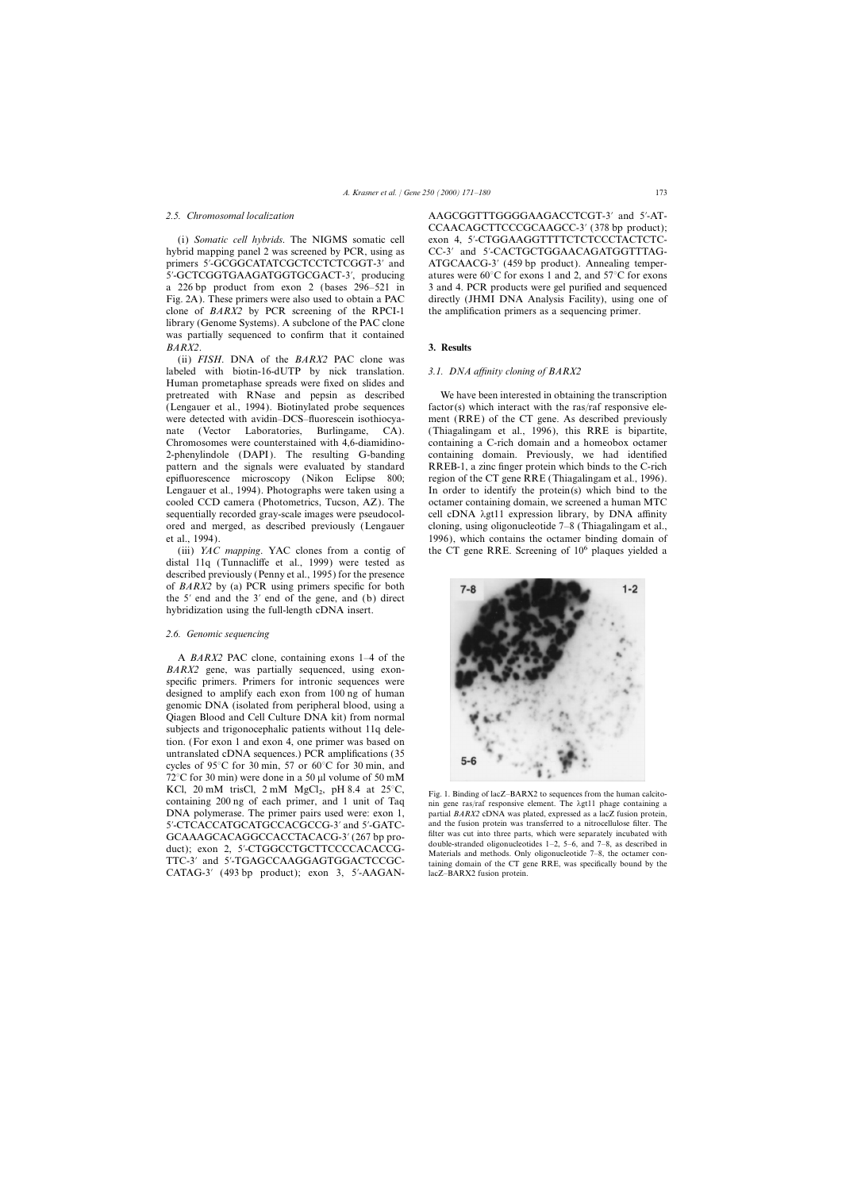### 2.5. Chromosomal localization

(i) *Somatic cell hybrids.* The NIGMS somatic cell hybrid mapping panel 2 was screened by PCR, using as primers 5′-GCGGCATATCGCTCCTCTCGGT-3′ and 5′-GCTCGGTGAAGATGGTGCGACT-3′, producing a 226 bp product from exon 2 (bases 296–521 in Fig. 2A). These primers were also used to obtain a PAC clone of *BARX2* by PCR screening of the RPCI-1 library (Genome Systems). A subclone of the PAC clone was partially sequenced to confirm that it contained *BARX2*.

(ii) *FISH.* DNA of the *BARX2* PAC clone was labeled with biotin-16-dUTP by nick translation. Human prometaphase spreads were fixed on slides and pretreated with RNase and pepsin as described (Lengauer et al., 1994). Biotinylated probe sequences were detected with avidin–DCS–fluorescein isothiocyanate (Vector Laboratories, Burlingame, CA). Chromosomes were counterstained with 4,6-diamidino-2-phenylindole (DAPI). The resulting G-banding pattern and the signals were evaluated by standard epifluorescence microscopy (Nikon Eclipse 800; Lengauer et al., 1994). Photographs were taken using a cooled CCD camera (Photometrics, Tucson, AZ). The sequentially recorded gray-scale images were pseudocolored and merged, as described previously (Lengauer et al., 1994).

(iii) *YAC mapping.* YAC clones from a contig of distal 11q (Tunnacliffe et al., 1999) were tested as described previously (Penny et al., 1995) for the presence of *BARX2* by (a) PCR using primers specific for both the 5′ end and the 3′ end of the gene, and (b) direct hybridization using the full-length cDNA insert.

### 2.6. Genomic sequencing

A *BARX2* PAC clone, containing exons 1–4 of the *BARX2* gene, was partially sequenced, using exon-specific primers. Primers for intronic sequences were designed to amplify each exon from 100 ng of human genomic DNA (isolated from peripheral blood, using a Qiagen Blood and Cell Culture DNA kit) from normal subjects and trigonocephalic patients without 11q deletion. (For exon 1 and exon 4, one primer was based on untranslated cDNA sequences.) PCR amplifications (35 cycles of 95°C for 30 min, 57 or 60°C for 30 min, and 72°C for 30 min) were done in a 50 μl volume of 50 mM KCl, 20 mM trisCl, 2 mM $MgCl_2$, pH 8.4 at 25°C, containing 200 ng of each primer, and 1 unit of Taq DNA polymerase. The primer pairs used were: exon 1, 5′-CTCACCATGCATGCCACGCCG-3′ and 5′-GATCGCAAAGCACAGGCCACCTACACG-3′ (267 bp product); exon 2, 5′-CTGGCCTGCTTCCCCACACCGTTC-3′ and 5′-TGAGCCAAGGAGTGGACTCCGCCATAG-3′ (493 bp product); exon 3, 5′-AAGANAAGCGGTTTGGGGAAGACCTCGT-3′ and 5′-ATCCAACAGCTTCCCGCAAGCC-3′ (378 bp product); exon 4, 5′-CTGGAAGGTTTTCTCTCCCTACTCTCCC-3′ and 5′-CACTGCTGGAACAGATGGTTTAGATGCAACG-3′ (459 bp product). Annealing temperatures were 60°C for exons 1 and 2, and 57°C for exons 3 and 4. PCR products were gel purified and sequenced directly (JHMI DNA Analysis Facility), using one of the amplification primers as a sequencing primer.

## 3. Results

### 3.1. DNA affinity cloning of BARX2

We have been interested in obtaining the transcription factor(s) which interact with the ras/raf responsive element (RRE) of the CT gene. As described previously (Thiagalingam et al., 1996), this RRE is bipartite, containing a C-rich domain and a homeobox octamer containing domain. Previously, we had identified RREB-1, a zinc finger protein which binds to the C-rich region of the CT gene RRE (Thiagalingam et al., 1996). In order to identify the protein(s) which bind to the octamer containing domain, we screened a human MTC cell cDNA λgt11 expression library, by DNA affinity cloning, using oligonucleotide 7–8 (Thiagalingam et al., 1996), which contains the octamer binding domain of the CT gene RRE. Screening of $10^6$ plaques yielded a

Fig. 1. Binding of lacZ–BARX2 to sequences from the human calcitonin gene ras/raf responsive element. The λgt11 phage containing a partial *BARX2* cDNA was plated, expressed as a lacZ fusion protein, and the fusion protein was transferred to a nitrocellulose filter. The filter was cut into three parts, which were separately incubated with double-stranded oligonucleotides 1–2, 5–6, and 7–8, as described in Materials and methods. Only oligonucleotide 7–8, the octamer containing domain of the CT gene RRE, was specifically bound by the lacZ–BARX2 fusion protein.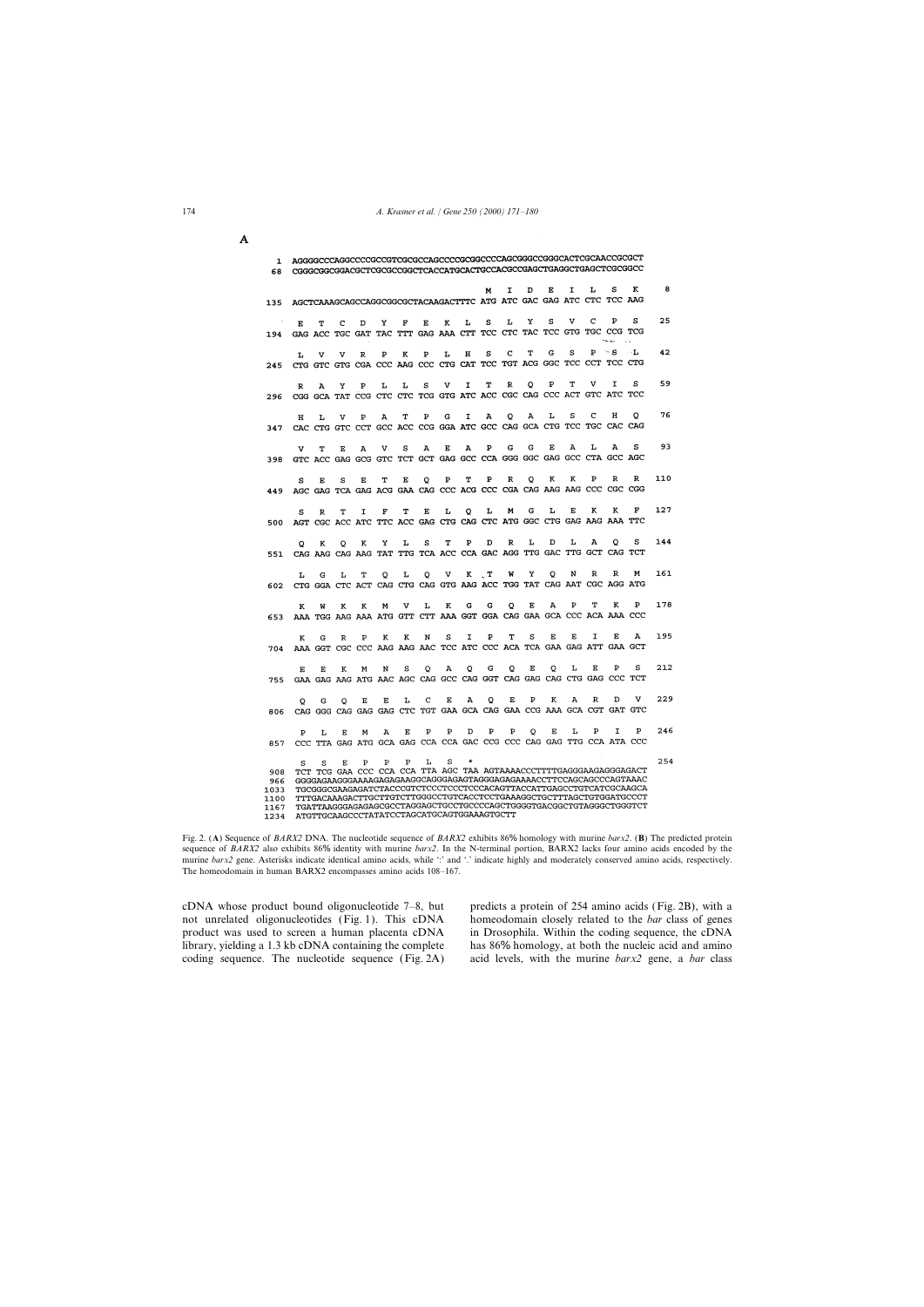A

```
   1  AGGGGCCCAGGCCCCGCCGTCGCGCCAGCCCCGCGGCCCCAGCGGGCCGGGCACTCGCAACCGCGCT
  68  CGGGCGGCGGACGCTCGCGCCGGCTCACCATGCACTGCCACGCCGAGCTGAGGCTGAGCTCGCGGCC

                                               M   I   D   E   I   L   S   K     8
 135  AGCTCAAAGCAGCCAGGCGGCGCTACAAGACTTTC ATG ATC GAC GAG ATC CTC TCC AAG

       E   T   C   D   Y   F   E   K   L   S   L   Y   S   V   C   P   S    25
 194  GAG ACC TGC GAT TAC TTT GAG AAA CTT TCC CTC TAC TCC GTG TGC CCG TCG

       L   V   V   R   P   K   P   L   H   S   C   T   G   S   P   S   L    42
 245  CTG GTC GTG CGA CCC AAG CCC CTG CAT TCC TGT ACG GGC TCC CCT TCC CTG

       R   A   Y   P   L   L   S   V   I   T   R   Q   P   T   V   I   S    59
 296  CGG GCA TAT CCG CTC CTC TCG GTG ATC ACC CGC CAG CCC ACT GTC ATC TCC

       H   L   V   P   A   T   P   G   I   A   Q   A   L   S   C   H   Q    76
 347  CAC CTG GTC CCT GCC ACC CCG GGA ATC GCC CAG GCA CTG TCC TGC CAC CAG

       V   T   E   A   V   S   A   E   A   P   G   G   E   A   L   A   S    93
 398  GTC ACC GAG GCG GTC TCT GCT GAG GCC CCA GGG GGC GAG GCC CTA GCC AGC

       S   E   S   E   T   E   Q   P   T   P   R   Q   K   K   P   R   R   110
 449  AGC GAG TCA GAG ACG GAA CAG CCC ACG CCC CGA CAG AAG AAG CCC CGC CGG

       S   R   T   I   F   T   E   L   Q   L   M   G   L   E   K   K   F   127
 500  AGT CGC ACC ATC TTC ACC GAG CTG CAG CTC ATG GGC CTG GAG AAG AAA TTC

       Q   K   Q   K   Y   L   S   T   P   D   R   L   D   L   A   Q   S   144
 551  CAG AAG CAG AAG TAT TTG TCA ACC CCA GAC AGG TTG GAC TTG GCT CAG TCT

       L   G   L   T   Q   L   Q   V   K   T   W   Y   Q   N   R   R   M   161
 602  CTG GGA CTC ACT CAG CTG CAG GTG AAG ACC TGG TAT CAG AAT CGC AGG ATG

       K   W   K   K   M   V   L   K   G   G   Q   E   A   P   T   K   P   178
 653  AAA TGG AAG AAA ATG GTT CTT AAA GGT GGA CAG GAA GCA CCC ACA AAA CCC

       K   G   R   P   K   K   N   S   I   P   T   S   E   E   I   E   A   195
 704  AAA GGT CGC CCC AAG AAG AAC TCC ATC CCC ACA TCA GAA GAG ATT GAA GCT

       E   E   K   M   N   S   Q   A   Q   G   Q   E   Q   L   E   P   S   212
 755  GAA GAG AAG ATG AAC AGC CAG GCC CAG GGT CAG GAG CAG CTG GAG CCC TCT

       Q   G   Q   E   E   L   C   E   A   Q   E   P   K   A   R   D   V   229
 806  CAG GGG CAG GAG GAG CTC TGT GAA GCA CAG GAA CCG AAA GCA CGT GAT GTC

       P   L   E   M   A   E   P   P   D   P   P   Q   E   L   P   I   P   246
 857  CCC TTA GAG ATG GCA GAG CCA CCA GAC CCG CCC CAG GAG TTG CCA ATA CCC

       S   S   E   P   P   P   L   S   *                                254
 908  TCT TCG GAA CCC CCA CCA TTA AGC TAA AGTAAAACCCTTTTGAGGGAAGAGGGAGACT
 966  GGGGAGAAGGGAAAAGAGAGAAGGCAGGGAGAGTAGGGAGAGAAAACCTTCCAGCAGCCCAGTAAAC
1033  TGCGGGCGAAGAGATCTACCCGTCTCCCTCCCTCCCACAGTTACCATTGAGCCTGTCATCGCAAGCA
1100  TTTGACAAAGACTTGCTTGTCTTGGGCCTGTCACCTCCTGAAAGGCTGCTTTAGCTGTGGATGCCCT
1167  TGATTAAGGGAGAGAGCGCCTAGGAGCTGCCTGCCCCAGCTGGGGTGACGGCTGTAGGGCTGGGTCT
1234  ATGTTGCAAGCCCTATATCCTAGCATGCAGTGGAAAGTGCTT
```

Fig. 2. (**A**) Sequence of *BARX2* DNA. The nucleotide sequence of *BARX2* exhibits 86% homology with murine *barx2*. (**B**) The predicted protein sequence of *BARX2* also exhibits 86% identity with murine *barx2*. In the N-terminal portion, BARX2 lacks four amino acids encoded by the murine *barx2* gene. Asterisks indicate identical amino acids, while ':' and '.' indicate highly and moderately conserved amino acids, respectively. The homeodomain in human BARX2 encompasses amino acids 108–167.

cDNA whose product bound oligonucleotide 7–8, but not unrelated oligonucleotides (Fig. 1). This cDNA product was used to screen a human placenta cDNA library, yielding a 1.3 kb cDNA containing the complete coding sequence. The nucleotide sequence (Fig. 2A) predicts a protein of 254 amino acids (Fig. 2B), with a homeodomain closely related to the *bar* class of genes in Drosophila. Within the coding sequence, the cDNA has 86% homology, at both the nucleic acid and amino acid levels, with the murine *barx2* gene, a *bar* class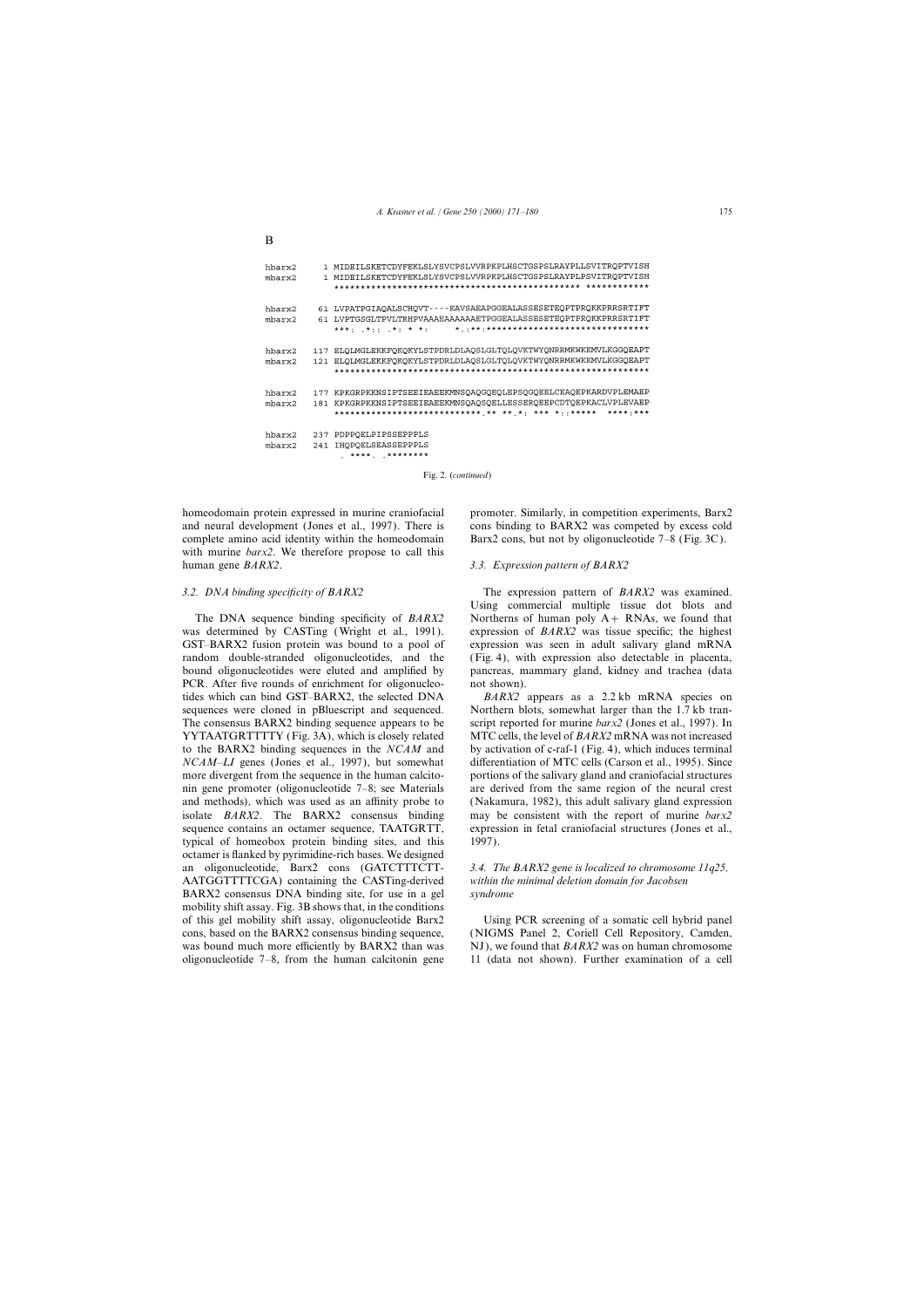B

```
hbarx2     1 MIDEILSKETCDYFEKLSLYSVCPSLVVRPKPLHSCTGSPSLRAYPLLSVITRQPTVISH
mbarx2     1 MIDEILSKETCDYFEKLSLYSVCPSLVVRPKPLHSCTGSPSLRAYPLPSVITRQPTVISH
               *********************************************** ************

hbarx2    61 LVPATPGIAQALSCHQVT----EAVSAEAPGGEALASSESETEQPTPRQKKPRRSRTIFT
mbarx2    61 LVPTGSGLTPVLTRHPVAAAEAAAAAAAETPGGEALASSESETEQPTPRQKKPRRSRTIFT
               ***: .*:: .*: * *:     *.:**:*******************************

hbarx2   117 ELQLMGLEKKFQKQKYLSTPDRLDLAQSLGLTQLQVKTWYQNRRMKWKKMVLKGGQEAPT
mbarx2   121 ELQLMGLEKKFQKQKYLSTPDRLDLAQSLGLTQLQVKTWYQNRRMKWKKMVLKGGQEAPT
               ************************************************************

hbarx2   177 KPKGRPKKNSIPTSEEIEAEEKMNSQAQGQEQLEPSQGQEELCEAQEPKARDVPLEMAEP
mbarx2   181 KPKGRPKKNSIPTSEEIEAEEKMNSQAQSQELLESSERQEEPCDTQEPKACLVPLEVAEP
               ****************************.** **.*: *** *:;*****  ****;***

hbarx2   237 PDPPQELPIPSSEPPPLS
mbarx2   241 IHQPQELSEASSEPPPLS
                . ****. .********
```

Fig. 2. (*continued*)

homeodomain protein expressed in murine craniofacial and neural development (Jones et al., 1997). There is complete amino acid identity within the homeodomain with murine *barx2*. We therefore propose to call this human gene *BARX2*.

### 3.2. DNA binding specificity of BARX2

The DNA sequence binding specificity of *BARX2* was determined by CASTing (Wright et al., 1991). GST–BARX2 fusion protein was bound to a pool of random double-stranded oligonucleotides, and the bound oligonucleotides were eluted and amplified by PCR. After five rounds of enrichment for oligonucleotides which can bind GST–BARX2, the selected DNA sequences were cloned in pBluescript and sequenced. The consensus BARX2 binding sequence appears to be YYTAATGRTTTTY (Fig. 3A), which is closely related to the BARX2 binding sequences in the *NCAM* and *NCAM–LI* genes (Jones et al., 1997), but somewhat more divergent from the sequence in the human calcitonin gene promoter (oligonucleotide 7–8; see Materials and methods), which was used as an affinity probe to isolate *BARX2*. The BARX2 consensus binding sequence contains an octamer sequence, TAATGRTT, typical of homeobox protein binding sites, and this octamer is flanked by pyrimidine-rich bases. We designed an oligonucleotide, Barx2 cons (GATCTTTCTT-AATGGTTTTCGA) containing the CASTing-derived BARX2 consensus DNA binding site, for use in a gel mobility shift assay. Fig. 3B shows that, in the conditions of this gel mobility shift assay, oligonucleotide Barx2 cons, based on the BARX2 consensus binding sequence, was bound much more efficiently by BARX2 than was oligonucleotide 7–8, from the human calcitonin gene promoter. Similarly, in competition experiments, Barx2 cons binding to BARX2 was competed by excess cold Barx2 cons, but not by oligonucleotide 7–8 (Fig. 3C).

### 3.3. Expression pattern of BARX2

The expression pattern of *BARX2* was examined. Using commercial multiple tissue dot blots and Northerns of human poly A+ RNAs, we found that expression of *BARX2* was tissue specific; the highest expression was seen in adult salivary gland mRNA (Fig. 4), with expression also detectable in placenta, pancreas, mammary gland, kidney and trachea (data not shown).

*BARX2* appears as a 2.2 kb mRNA species on Northern blots, somewhat larger than the 1.7 kb transcript reported for murine *barx2* (Jones et al., 1997). In MTC cells, the level of *BARX2* mRNA was not increased by activation of c-raf-1 (Fig. 4), which induces terminal differentiation of MTC cells (Carson et al., 1995). Since portions of the salivary gland and craniofacial structures are derived from the same region of the neural crest (Nakamura, 1982), this adult salivary gland expression may be consistent with the report of murine *barx2* expression in fetal craniofacial structures (Jones et al., 1997).

### 3.4. The BARX2 gene is localized to chromosome 11q25, within the minimal deletion domain for Jacobsen syndrome

Using PCR screening of a somatic cell hybrid panel (NIGMS Panel 2, Coriell Cell Repository, Camden, NJ), we found that *BARX2* was on human chromosome 11 (data not shown). Further examination of a cell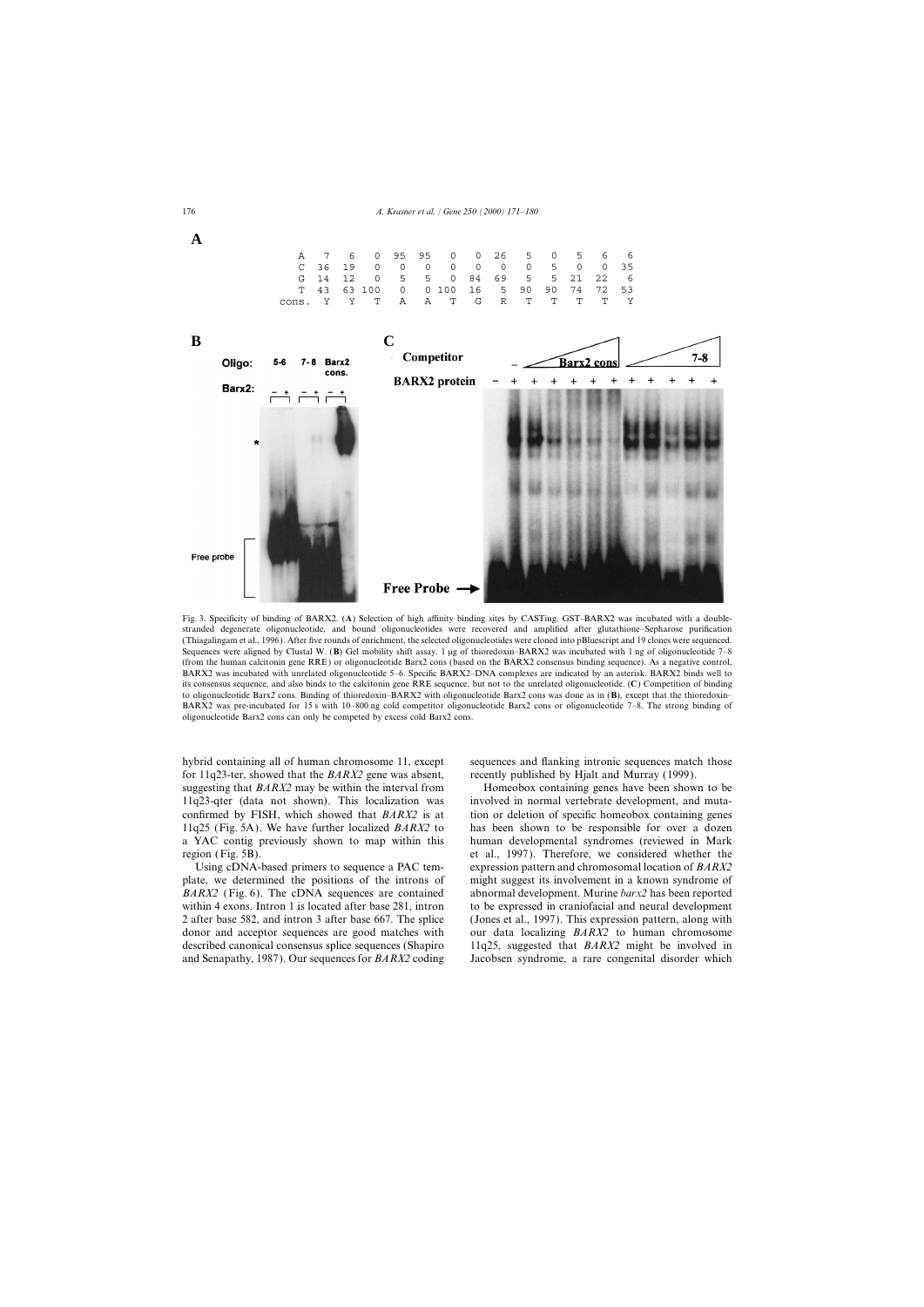**A**

| | | | | | | | | | | | | | |
|---|---|---|---|---|---|---|---|---|---|---|---|---|---|
| A | 7 | 6 | 0 | 95 | 95 | 0 | 0 | 26 | 5 | 0 | 5 | 6 | 6 |
| C | 36 | 19 | 0 | 0 | 0 | 0 | 0 | 0 | 0 | 5 | 0 | 0 | 35 |
| G | 14 | 12 | 0 | 5 | 5 | 0 | 84 | 69 | 5 | 5 | 21 | 22 | 6 |
| T | 43 | 63 | 100 | 0 | 0 | 100 | 16 | 5 | 90 | 90 | 74 | 72 | 53 |
| cons. | Y | Y | T | A | A | T | G | R | T | T | T | T | Y |

Fig. 3. Specificity of binding of BARX2. (**A**) Selection of high affinity binding sites by CASTing. GST–BARX2 was incubated with a double-stranded degenerate oligonucleotide, and bound oligonucleotides were recovered and amplified after glutathione–Sepharose purification (Thiagalingam et al., 1996). After five rounds of enrichment, the selected oligonucleotides were cloned into pBluescript and 19 clones were sequenced. Sequences were aligned by Clustal W. (**B**) Gel mobility shift assay. 1 μg of thioredoxin–BARX2 was incubated with 1 ng of oligonucleotide 7–8 (from the human calcitonin gene RRE) or oligonucleotide Barx2 cons (based on the BARX2 consensus binding sequence). As a negative control, BARX2 was incubated with unrelated oligonucleotide 5–6. Specific BARX2–DNA complexes are indicated by an asterisk. BARX2 binds well to its consensus sequence, and also binds to the calcitonin gene RRE sequence, but not to the unrelated oligonucleotide. (**C**) Competition of binding to oligonucleotide Barx2 cons. Binding of thioredoxin–BARX2 with oligonucleotide Barx2 cons was done as in (**B**), except that the thioredoxin–BARX2 was pre-incubated for 15 s with 10–800 ng cold competitor oligonucleotide Barx2 cons or oligonucleotide 7–8. The strong binding of oligonucleotide Barx2 cons can only be competed by excess cold Barx2 cons.

hybrid containing all of human chromosome 11, except for 11q23-ter, showed that the *BARX2* gene was absent, suggesting that *BARX2* may be within the interval from 11q23-qter (data not shown). This localization was confirmed by FISH, which showed that *BARX2* is at 11q25 (Fig. 5A). We have further localized *BARX2* to a YAC contig previously shown to map within this region (Fig. 5B).

Using cDNA-based primers to sequence a PAC template, we determined the positions of the introns of *BARX2* (Fig. 6). The cDNA sequences are contained within 4 exons. Intron 1 is located after base 281, intron 2 after base 582, and intron 3 after base 667. The splice donor and acceptor sequences are good matches with described canonical consensus splice sequences (Shapiro and Senapathy, 1987). Our sequences for *BARX2* coding sequences and flanking intronic sequences match those recently published by Hjalt and Murray (1999).

Homeobox containing genes have been shown to be involved in normal vertebrate development, and mutation or deletion of specific homeobox containing genes has been shown to be responsible for over a dozen human developmental syndromes (reviewed in Mark et al., 1997). Therefore, we considered whether the expression pattern and chromosomal location of *BARX2* might suggest its involvement in a known syndrome of abnormal development. Murine *barx2* has been reported to be expressed in craniofacial and neural development (Jones et al., 1997). This expression pattern, along with our data localizing *BARX2* to human chromosome 11q25, suggested that *BARX2* might be involved in Jacobsen syndrome, a rare congenital disorder which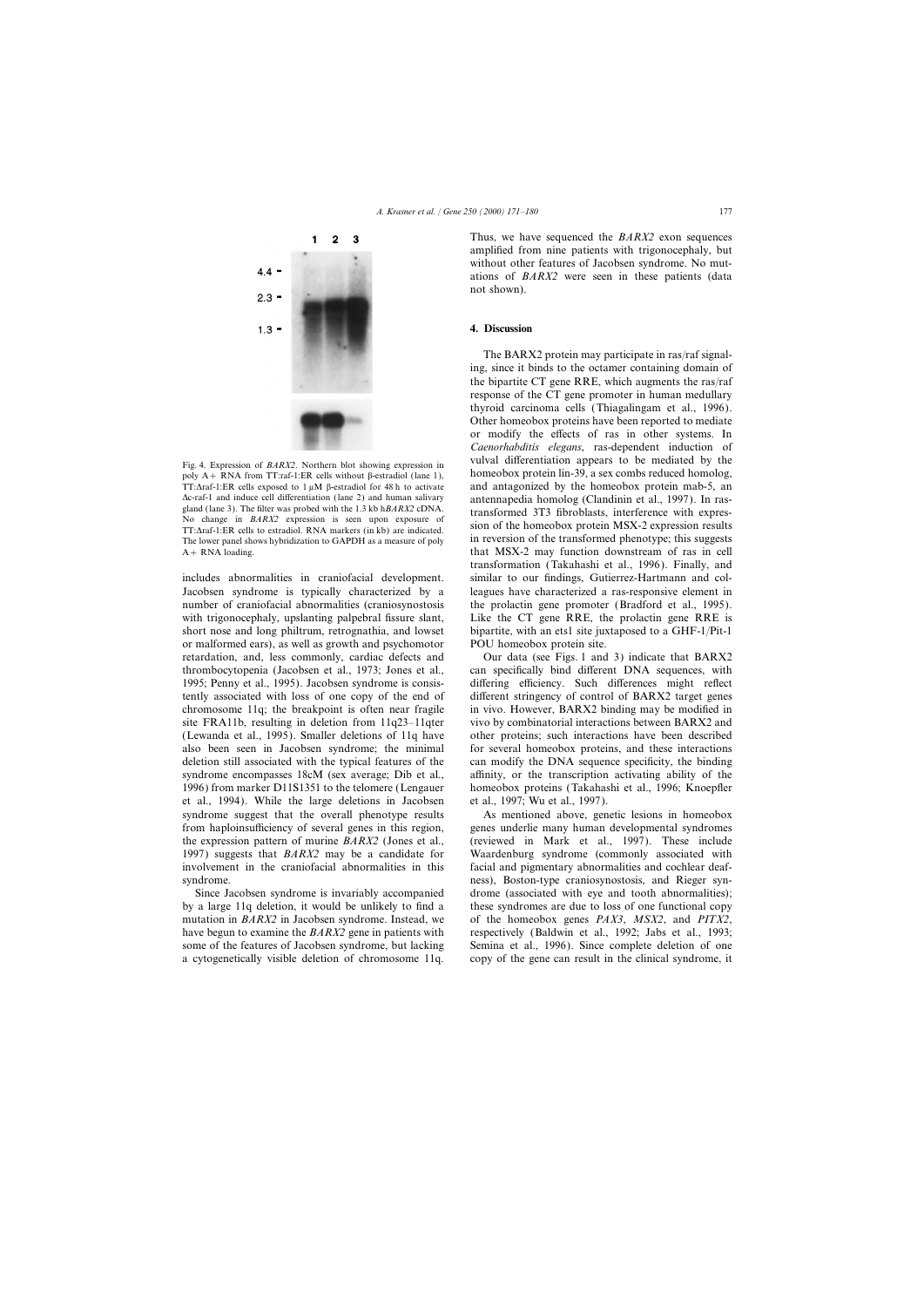Fig. 4. Expression of *BARX2*. Northern blot showing expression in poly A+ RNA from TT:raf-1:ER cells without β-estradiol (lane 1), TT:Δraf-1:ER cells exposed to 1 μM β-estradiol for 48 h to activate Δc-raf-1 and induce cell differentiation (lane 2) and human salivary gland (lane 3). The filter was probed with the 1.3 kb h*BARX2* cDNA. No change in *BARX2* expression is seen upon exposure of TT:Δraf-1:ER cells to estradiol. RNA markers (in kb) are indicated. The lower panel shows hybridization to GAPDH as a measure of poly A+ RNA loading.

includes abnormalities in craniofacial development. Jacobsen syndrome is typically characterized by a number of craniofacial abnormalities (craniosynostosis with trigonocephaly, upslanting palpebral fissure slant, short nose and long philtrum, retrognathia, and lowset or malformed ears), as well as growth and psychomotor retardation, and, less commonly, cardiac defects and thrombocytopenia (Jacobsen et al., 1973; Jones et al., 1995; Penny et al., 1995). Jacobsen syndrome is consistently associated with loss of one copy of the end of chromosome 11q; the breakpoint is often near fragile site FRA11b, resulting in deletion from 11q23–11qter (Lewanda et al., 1995). Smaller deletions of 11q have also been seen in Jacobsen syndrome; the minimal deletion still associated with the typical features of the syndrome encompasses 18cM (sex average; Dib et al., 1996) from marker D11S1351 to the telomere (Lengauer et al., 1994). While the large deletions in Jacobsen syndrome suggest that the overall phenotype results from haploinsufficiency of several genes in this region, the expression pattern of murine *BARX2* (Jones et al., 1997) suggests that *BARX2* may be a candidate for involvement in the craniofacial abnormalities in this syndrome.

Since Jacobsen syndrome is invariably accompanied by a large 11q deletion, it would be unlikely to find a mutation in *BARX2* in Jacobsen syndrome. Instead, we have begun to examine the *BARX2* gene in patients with some of the features of Jacobsen syndrome, but lacking a cytogenetically visible deletion of chromosome 11q. Thus, we have sequenced the *BARX2* exon sequences amplified from nine patients with trigonocephaly, but without other features of Jacobsen syndrome. No mutations of *BARX2* were seen in these patients (data not shown).

## 4. Discussion

The BARX2 protein may participate in ras/raf signaling, since it binds to the octamer containing domain of the bipartite CT gene RRE, which augments the ras/raf response of the CT gene promoter in human medullary thyroid carcinoma cells (Thiagalingam et al., 1996). Other homeobox proteins have been reported to mediate or modify the effects of ras in other systems. In *Caenorhabditis elegans*, ras-dependent induction of vulval differentiation appears to be mediated by the homeobox protein lin-39, a sex combs reduced homolog, and antagonized by the homeobox protein mab-5, an antennapedia homolog (Clandinin et al., 1997). In ras-transformed 3T3 fibroblasts, interference with expression of the homeobox protein MSX-2 expression results in reversion of the transformed phenotype; this suggests that MSX-2 may function downstream of ras in cell transformation (Takahashi et al., 1996). Finally, and similar to our findings, Gutierrez-Hartmann and colleagues have characterized a ras-responsive element in the prolactin gene promoter (Bradford et al., 1995). Like the CT gene RRE, the prolactin gene RRE is bipartite, with an ets1 site juxtaposed to a GHF-1/Pit-1 POU homeobox protein site.

Our data (see Figs. 1 and 3) indicate that BARX2 can specifically bind different DNA sequences, with differing efficiency. Such differences might reflect different stringency of control of BARX2 target genes in vivo. However, BARX2 binding may be modified in vivo by combinatorial interactions between BARX2 and other proteins; such interactions have been described for several homeobox proteins, and these interactions can modify the DNA sequence specificity, the binding affinity, or the transcription activating ability of the homeobox proteins (Takahashi et al., 1996; Knoepfler et al., 1997; Wu et al., 1997).

As mentioned above, genetic lesions in homeobox genes underlie many human developmental syndromes (reviewed in Mark et al., 1997). These include Waardenburg syndrome (commonly associated with facial and pigmentary abnormalities and cochlear deafness), Boston-type craniosynostosis, and Rieger syndrome (associated with eye and tooth abnormalities); these syndromes are due to loss of one functional copy of the homeobox genes *PAX3*, *MSX2*, and *PITX2*, respectively (Baldwin et al., 1992; Jabs et al., 1993; Semina et al., 1996). Since complete deletion of one copy of the gene can result in the clinical syndrome, it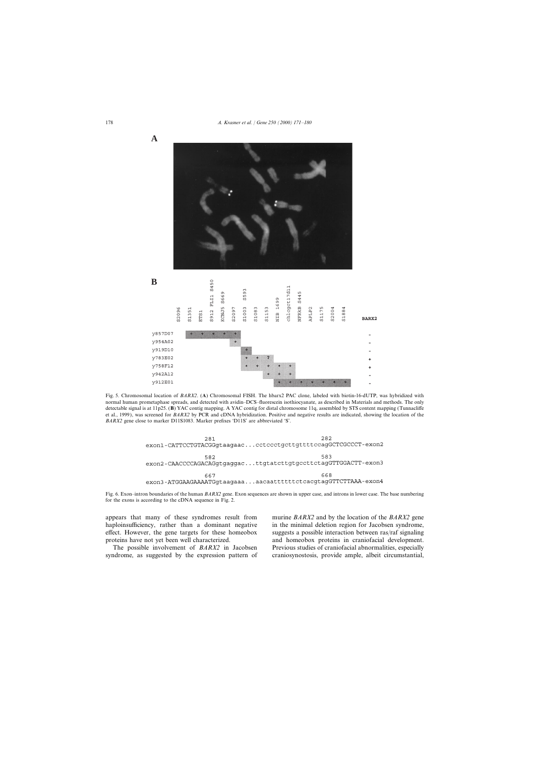**A**

**B**

| | S2096 | S1351 | ETS1 | S912 FLI1 S450 | KCNJ5 S669 | S2097 | S1003 S593 | S1083 | S1153 | NIB 1699 | chlcgct17d11 | NFRkB S445 | APLP2 | S1175 | S2004 | S1884 | **BARX2** |
|---|---|---|---|---|---|---|---|---|---|---|---|---|---|---|---|---|---|
| y857D07 | | + | + | + | + | + | | | | | | | | | | | - |
| y954A02 | | | | | | + | | | | | | | | | | | - |
| y919D10 | | | | | | | + | | | | | | | | | | - |
| y783E02 | | | | | | | + | + | ? | | | | | | | | + |
| y758F12 | | | | | | | + | + | + | + | + | | | | | | + |
| y942A12 | | | | | | | | | + | + | + | | | | | | - |
| y912E01 | | | | | | | | | | + | + | + | + | + | + | + | - |

Fig. 5. Chromosomal location of *BARX2*. (**A**) Chromosomal FISH. The hbarx2 PAC clone, labeled with biotin-16-dUTP, was hybridized with normal human prometaphase spreads, and detected with avidin–DCS–fluorescein isothiocyanate, as described in Materials and methods. The only detectable signal is at 11p25. (**B**) YAC contig mapping. A YAC contig for distal chromosome 11q, assembled by STS content mapping (Tunnacliffe et al., 1999), was screened for *BARX2* by PCR and cDNA hybridization. Positive and negative results are indicated, showing the location of the *BARX2* gene close to marker D11S1083. Marker prefixes 'D11S' are abbreviated 'S'.

```
                   281                                    282
exon1-CATTCCTGTACGGgtaagaac...cctccctgcttgttttccagGCTCGCCCT-exon2

                   582                                    583
exon2-CAACCCCAGACAGgtgaggac...ttgtatcttgtgccttctagGTTGGACTT-exon3

                   667                                    668
exon3-ATGGAAGAAAATGgtaagaaa...aacaattttttctcacgtagGTTCTTAAA-exon4
```

Fig. 6. Exon–intron boundaries of the human *BARX2* gene. Exon sequences are shown in upper case, and introns in lower case. The base numbering for the exons is according to the cDNA sequence in Fig. 2.

appears that many of these syndromes result from haploinsufficiency, rather than a dominant negative effect. However, the gene targets for these homeobox proteins have not yet been well characterized.

The possible involvement of *BARX2* in Jacobsen syndrome, as suggested by the expression pattern of murine *BARX2* and by the location of the *BARX2* gene in the minimal deletion region for Jacobsen syndrome, suggests a possible interaction between ras/raf signaling and homeobox proteins in craniofacial development. Previous studies of craniofacial abnormalities, especially craniosynostosis, provide ample, albeit circumstantial,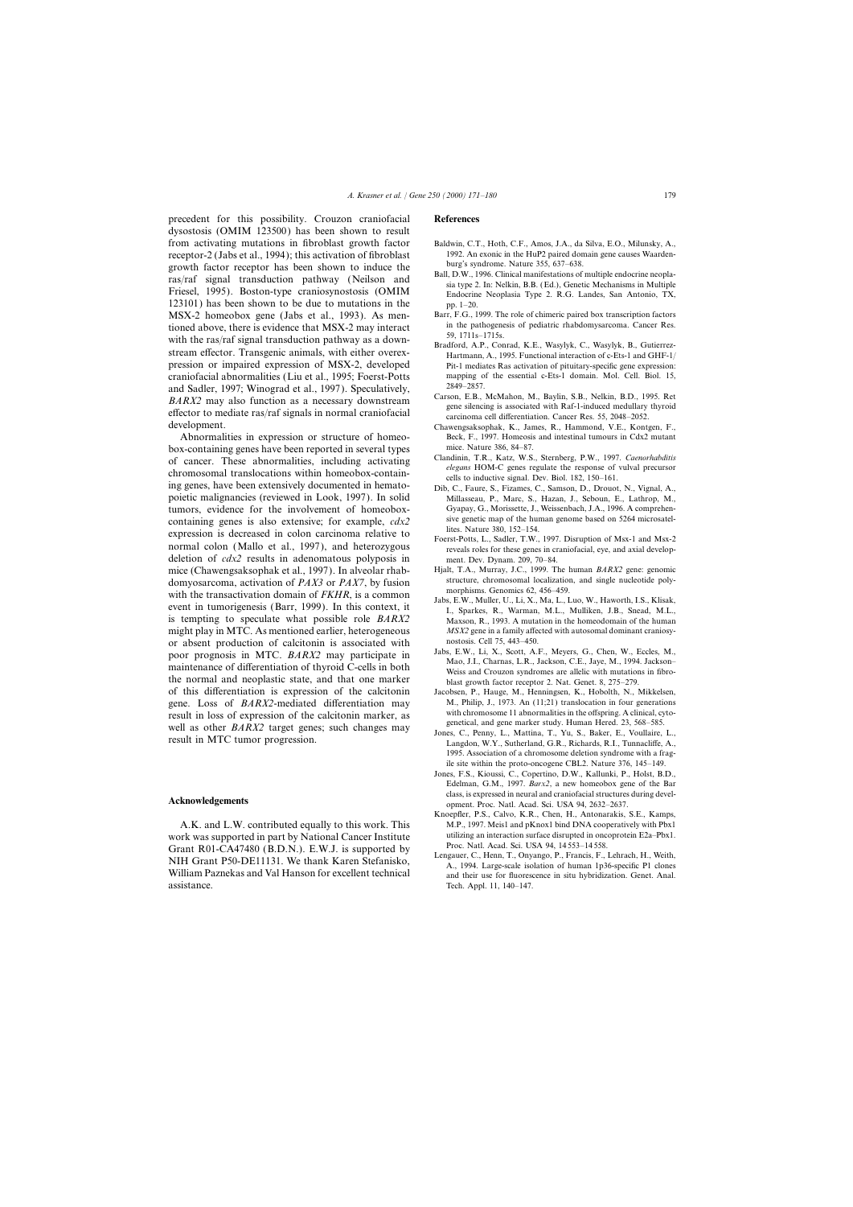precedent for this possibility. Crouzon craniofacial dysostosis (OMIM 123500) has been shown to result from activating mutations in fibroblast growth factor receptor-2 (Jabs et al., 1994); this activation of fibroblast growth factor receptor has been shown to induce the ras/raf signal transduction pathway (Neilson and Friesel, 1995). Boston-type craniosynostosis (OMIM 123101) has been shown to be due to mutations in the MSX-2 homeobox gene (Jabs et al., 1993). As mentioned above, there is evidence that MSX-2 may interact with the ras/raf signal transduction pathway as a downstream effector. Transgenic animals, with either overexpression or impaired expression of MSX-2, developed craniofacial abnormalities (Liu et al., 1995; Foerst-Potts and Sadler, 1997; Winograd et al., 1997). Speculatively, *BARX2* may also function as a necessary downstream effector to mediate ras/raf signals in normal craniofacial development.

Abnormalities in expression or structure of homeobox-containing genes have been reported in several types of cancer. These abnormalities, including activating chromosomal translocations within homeobox-containing genes, have been extensively documented in hematopoietic malignancies (reviewed in Look, 1997). In solid tumors, evidence for the involvement of homeobox-containing genes is also extensive; for example, *cdx2* expression is decreased in colon carcinoma relative to normal colon (Mallo et al., 1997), and heterozygous deletion of *cdx2* results in adenomatous polyposis in mice (Chawengsaksophak et al., 1997). In alveolar rhabdomyosarcoma, activation of *PAX3* or *PAX7*, by fusion with the transactivation domain of *FKHR*, is a common event in tumorigenesis (Barr, 1999). In this context, it is tempting to speculate what possible role *BARX2* might play in MTC. As mentioned earlier, heterogeneous or absent production of calcitonin is associated with poor prognosis in MTC. *BARX2* may participate in maintenance of differentiation of thyroid C-cells in both the normal and neoplastic state, and that one marker of this differentiation is expression of the calcitonin gene. Loss of *BARX2*-mediated differentiation may result in loss of expression of the calcitonin marker, as well as other *BARX2* target genes; such changes may result in MTC tumor progression.

## Acknowledgements

A.K. and L.W. contributed equally to this work. This work was supported in part by National Cancer Institute Grant R01-CA47480 (B.D.N.). E.W.J. is supported by NIH Grant P50-DE11131. We thank Karen Stefanisko, William Paznekas and Val Hanson for excellent technical assistance.

## References

Baldwin, C.T., Hoth, C.F., Amos, J.A., da Silva, E.O., Milunsky, A., 1992. An exonic in the HuP2 paired domain gene causes Waardenburg's syndrome. Nature 355, 637–638.

Ball, D.W., 1996. Clinical manifestations of multiple endocrine neoplasia type 2. In: Nelkin, B.B. (Ed.), Genetic Mechanisms in Multiple Endocrine Neoplasia Type 2. R.G. Landes, San Antonio, TX, pp. 1–20.

Barr, F.G., 1999. The role of chimeric paired box transcription factors in the pathogenesis of pediatric rhabdomysarcoma. Cancer Res. 59, 1711s–1715s.

Bradford, A.P., Conrad, K.E., Wasylyk, C., Wasylyk, B., Gutierrez-Hartmann, A., 1995. Functional interaction of c-Ets-1 and GHF-1/Pit-1 mediates Ras activation of pituitary-specific gene expression: mapping of the essential c-Ets-1 domain. Mol. Cell. Biol. 15, 2849–2857.

Carson, E.B., McMahon, M., Baylin, S.B., Nelkin, B.D., 1995. Ret gene silencing is associated with Raf-1-induced medullary thyroid carcinoma cell differentiation. Cancer Res. 55, 2048–2052.

Chawengsaksophak, K., James, R., Hammond, V.E., Kontgen, F., Beck, F., 1997. Homeosis and intestinal tumours in Cdx2 mutant mice. Nature 386, 84–87.

Clandinin, T.R., Katz, W.S., Sternberg, P.W., 1997. *Caenorhabditis elegans* HOM-C genes regulate the response of vulval precursor cells to inductive signal. Dev. Biol. 182, 150–161.

Dib, C., Faure, S., Fizames, C., Samson, D., Drouot, N., Vignal, A., Millasseau, P., Marc, S., Hazan, J., Seboun, E., Lathrop, M., Gyapay, G., Morissette, J., Weissenbach, J.A., 1996. A comprehensive genetic map of the human genome based on 5264 microsatellites. Nature 380, 152–154.

Foerst-Potts, L., Sadler, T.W., 1997. Disruption of Msx-1 and Msx-2 reveals roles for these genes in craniofacial, eye, and axial development. Dev. Dynam. 209, 70–84.

Hjalt, T.A., Murray, J.C., 1999. The human *BARX2* gene: genomic structure, chromosomal localization, and single nucleotide polymorphisms. Genomics 62, 456–459.

Jabs, E.W., Muller, U., Li, X., Ma, L., Luo, W., Haworth, I.S., Klisak, I., Sparkes, R., Warman, M.L., Mulliken, J.B., Snead, M.L., Maxson, R., 1993. A mutation in the homeodomain of the human *MSX2* gene in a family affected with autosomal dominant craniosynostosis. Cell 75, 443–450.

Jabs, E.W., Li, X., Scott, A.F., Meyers, G., Chen, W., Eccles, M., Mao, J.I., Charnas, L.R., Jackson, C.E., Jaye, M., 1994. Jackson–Weiss and Crouzon syndromes are allelic with mutations in fibroblast growth factor receptor 2. Nat. Genet. 8, 275–279.

Jacobsen, P., Hauge, M., Henningsen, K., Hobolth, N., Mikkelsen, M., Philip, J., 1973. An (11;21) translocation in four generations with chromosome 11 abnormalities in the offspring. A clinical, cytogenetical, and gene marker study. Human Hered. 23, 568–585.

Jones, C., Penny, L., Mattina, T., Yu, S., Baker, E., Voullaire, L., Langdon, W.Y., Sutherland, G.R., Richards, R.I., Tunnacliffe, A., 1995. Association of a chromosome deletion syndrome with a fragile site within the proto-oncogene CBL2. Nature 376, 145–149.

Jones, F.S., Kioussi, C., Copertino, D.W., Kallunki, P., Holst, B.D., Edelman, G.M., 1997. *Barx2*, a new homeobox gene of the Bar class, is expressed in neural and craniofacial structures during development. Proc. Natl. Acad. Sci. USA 94, 2632–2637.

Knoepfler, P.S., Calvo, K.R., Chen, H., Antonarakis, S.E., Kamps, M.P., 1997. Meis1 and pKnox1 bind DNA cooperatively with Pbx1 utilizing an interaction surface disrupted in oncoprotein E2a–Pbx1. Proc. Natl. Acad. Sci. USA 94, 14 553–14 558.

Lengauer, C., Henn, T., Onyango, P., Francis, F., Lehrach, H., Weith, A., 1994. Large-scale isolation of human 1p36-specific P1 clones and their use for fluorescence in situ hybridization. Genet. Anal. Tech. Appl. 11, 140–147.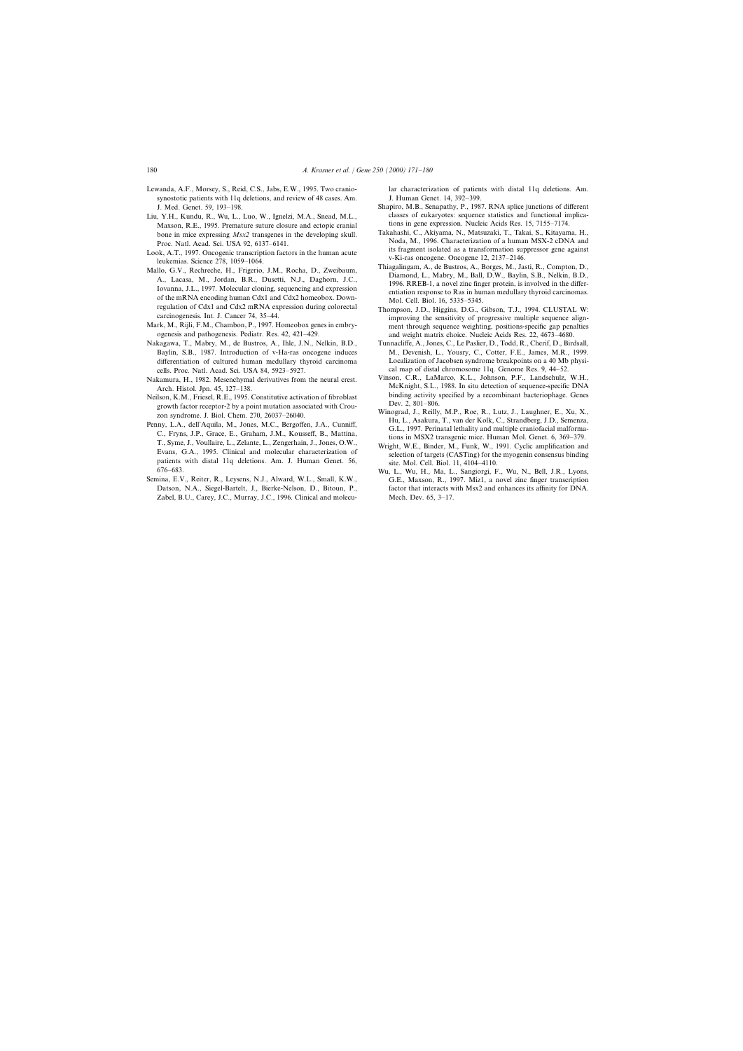Lewanda, A.F., Morsey, S., Reid, C.S., Jabs, E.W., 1995. Two craniosynostotic patients with 11q deletions, and review of 48 cases. Am. J. Med. Genet. 59, 193–198.

Liu, Y.H., Kundu, R., Wu, L., Luo, W., Ignelzi, M.A., Snead, M.L., Maxson, R.E., 1995. Premature suture closure and ectopic cranial bone in mice expressing *Msx2* transgenes in the developing skull. Proc. Natl. Acad. Sci. USA 92, 6137–6141.

Look, A.T., 1997. Oncogenic transcription factors in the human acute leukemias. Science 278, 1059–1064.

Mallo, G.V., Rechreche, H., Frigerio, J.M., Rocha, D., Zweibaum, A., Lacasa, M., Jordan, B.R., Dusetti, N.J., Daghorn, J.C., Iovanna, J.L., 1997. Molecular cloning, sequencing and expression of the mRNA encoding human Cdx1 and Cdx2 homeobox. Down-regulation of Cdx1 and Cdx2 mRNA expression during colorectal carcinogenesis. Int. J. Cancer 74, 35–44.

Mark, M., Rijli, F.M., Chambon, P., 1997. Homeobox genes in embryogenesis and pathogenesis. Pediatr. Res. 42, 421–429.

Nakagawa, T., Mabry, M., de Bustros, A., Ihle, J.N., Nelkin, B.D., Baylin, S.B., 1987. Introduction of v-Ha-ras oncogene induces differentiation of cultured human medullary thyroid carcinoma cells. Proc. Natl. Acad. Sci. USA 84, 5923–5927.

Nakamura, H., 1982. Mesenchymal derivatives from the neural crest. Arch. Histol. Jpn. 45, 127–138.

Neilson, K.M., Friesel, R.E., 1995. Constitutive activation of fibroblast growth factor receptor-2 by a point mutation associated with Crouzon syndrome. J. Biol. Chem. 270, 26037–26040.

Penny, L.A., dell'Aquila, M., Jones, M.C., Bergoffen, J.A., Cunniff, C., Fryns, J.P., Grace, E., Graham, J.M., Kousseff, B., Mattina, T., Syme, J., Voullaire, L., Zelante, L., Zengerhain, J., Jones, O.W., Evans, G.A., 1995. Clinical and molecular characterization of patients with distal 11q deletions. Am. J. Human Genet. 56, 676–683.

Semina, E.V., Reiter, R., Leysens, N.J., Alward, W.L., Small, K.W., Datson, N.A., Siegel-Bartelt, J., Bierke-Nelson, D., Bitoun, P., Zabel, B.U., Carey, J.C., Murray, J.C., 1996. Clinical and molecular characterization of patients with distal 11q deletions. Am. J. Human Genet. 14, 392–399.

Shapiro, M.B., Senapathy, P., 1987. RNA splice junctions of different classes of eukaryotes: sequence statistics and functional implications in gene expression. Nucleic Acids Res. 15, 7155–7174.

Takahashi, C., Akiyama, N., Matsuzaki, T., Takai, S., Kitayama, H., Noda, M., 1996. Characterization of a human MSX-2 cDNA and its fragment isolated as a transformation suppressor gene against v-Ki-ras oncogene. Oncogene 12, 2137–2146.

Thiagalingam, A., de Bustros, A., Borges, M., Jasti, R., Compton, D., Diamond, L., Mabry, M., Ball, D.W., Baylin, S.B., Nelkin, B.D., 1996. RREB-1, a novel zinc finger protein, is involved in the differentiation response to Ras in human medullary thyroid carcinomas. Mol. Cell. Biol. 16, 5335–5345.

Thompson, J.D., Higgins, D.G., Gibson, T.J., 1994. CLUSTAL W: improving the sensitivity of progressive multiple sequence alignment through sequence weighting, positions-specific gap penalties and weight matrix choice. Nucleic Acids Res. 22, 4673–4680.

Tunnacliffe, A., Jones, C., Le Paslier, D., Todd, R., Cherif, D., Birdsall, M., Devenish, L., Yousry, C., Cotter, F.E., James, M.R., 1999. Localization of Jacobsen syndrome breakpoints on a 40 Mb physical map of distal chromosome 11q. Genome Res. 9, 44–52.

Vinson, C.R., LaMarco, K.L., Johnson, P.F., Landschulz, W.H., McKnight, S.L., 1988. In situ detection of sequence-specific DNA binding activity specified by a recombinant bacteriophage. Genes Dev. 2, 801–806.

Winograd, J., Reilly, M.P., Roe, R., Lutz, J., Laughner, E., Xu, X., Hu, L., Asakura, T., van der Kolk, C., Strandberg, J.D., Semenza, G.L., 1997. Perinatal lethality and multiple craniofacial malformations in MSX2 transgenic mice. Human Mol. Genet. 6, 369–379.

Wright, W.E., Binder, M., Funk, W., 1991. Cyclic amplification and selection of targets (CASTing) for the myogenin consensus binding site. Mol. Cell. Biol. 11, 4104–4110.

Wu, L., Wu, H., Ma, L., Sangiorgi, F., Wu, N., Bell, J.R., Lyons, G.E., Maxson, R., 1997. Miz1, a novel zinc finger transcription factor that interacts with Msx2 and enhances its affinity for DNA. Mech. Dev. 65, 3–17.